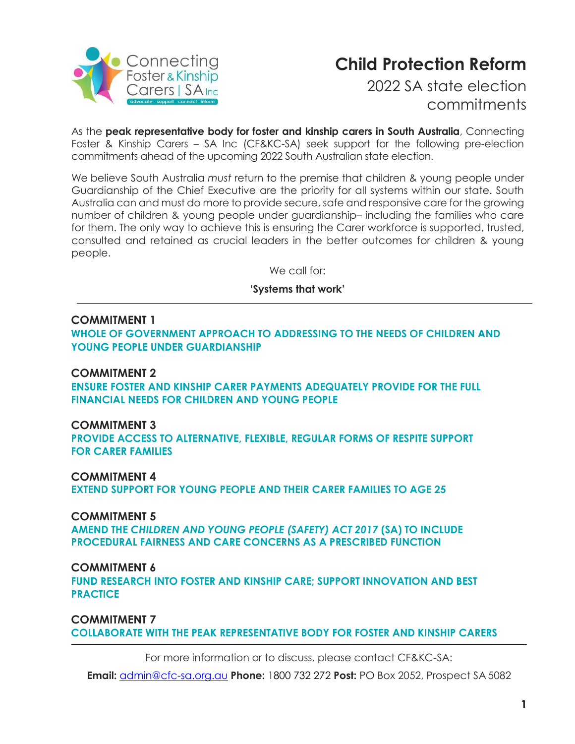Connecting Foster & Kinship Carers | SA Inc

advocate support connect inform

# Child Protection Reform

## 2022 SA state election commitments

As the **peak representative body for foster and kinship carers in South Australia**, Connecting Foster & Kinship Carers – SA Inc (CF&KC-SA) seek support for the following pre-election commitments ahead of the upcoming 2022 South Australian state election.

We believe South Australia *must* return to the premise that children & young people under Guardianship of the Chief Executive are the priority for all systems within our state. South Australia can and must do more to provide secure, safe and responsive care for the growing number of children & young people under guardianship– including the families who care for them. The only way to achieve this is ensuring the Carer workforce is supported, trusted, consulted and retained as crucial leaders in the better outcomes for children & young people.

We call for:

**'Systems that work'**

---

**COMMITMENT 1**

**WHOLE OF GOVERNMENT APPROACH TO ADDRESSING TO THE NEEDS OF CHILDREN AND YOUNG PEOPLE UNDER GUARDIANSHIP**

**COMMITMENT 2**

**ENSURE FOSTER AND KINSHIP CARER PAYMENTS ADEQUATELY PROVIDE FOR THE FULL FINANCIAL NEEDS FOR CHILDREN AND YOUNG PEOPLE**

**COMMITMENT 3**

**PROVIDE ACCESS TO ALTERNATIVE, FLEXIBLE, REGULAR FORMS OF RESPITE SUPPORT FOR CARER FAMILIES**

**COMMITMENT 4**

**EXTEND SUPPORT FOR YOUNG PEOPLE AND THEIR CARER FAMILIES TO AGE 25**

**COMMITMENT 5**

**AMEND THE *CHILDREN AND YOUNG PEOPLE (SAFETY) ACT 2017* (SA) TO INCLUDE PROCEDURAL FAIRNESS AND CARE CONCERNS AS A PRESCRIBED FUNCTION**

**COMMITMENT 6**

**FUND RESEARCH INTO FOSTER AND KINSHIP CARE; SUPPORT INNOVATION AND BEST PRACTICE**

**COMMITMENT 7**

**COLLABORATE WITH THE PEAK REPRESENTATIVE BODY FOR FOSTER AND KINSHIP CARERS**

---

For more information or to discuss, please contact CF&KC-SA:

**Email:** admin@cfc-sa.org.au **Phone:** 1800 732 272 **Post:** PO Box 2052, Prospect SA 5082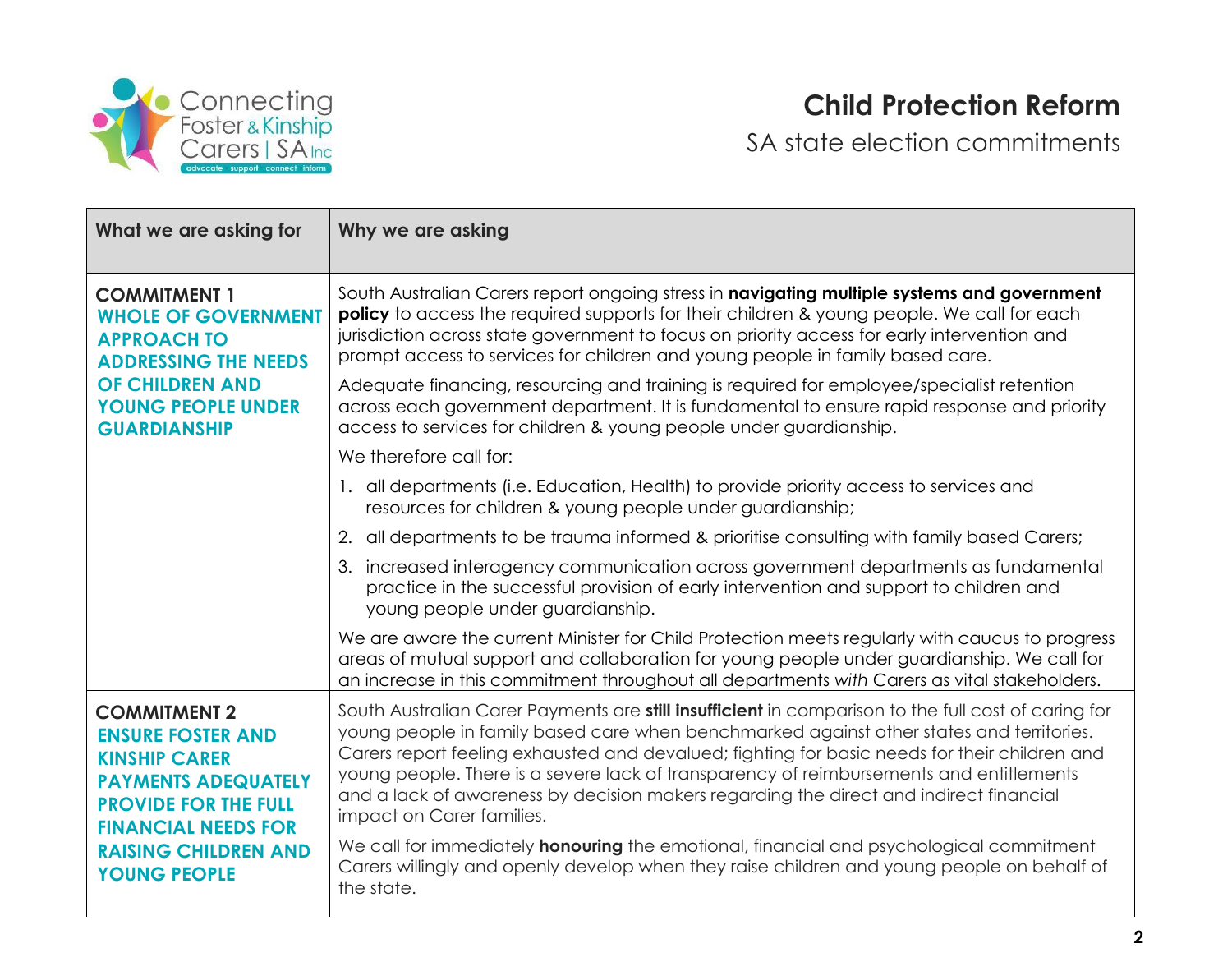# Child Protection Reform

SA state election commitments

| What we are asking for | Why we are asking |
|---|---|
| **COMMITMENT 1**<br>**WHOLE OF GOVERNMENT APPROACH TO ADDRESSING THE NEEDS OF CHILDREN AND YOUNG PEOPLE UNDER GUARDIANSHIP** | South Australian Carers report ongoing stress in **navigating multiple systems and government policy** to access the required supports for their children & young people. We call for each jurisdiction across state government to focus on priority access for early intervention and prompt access to services for children and young people in family based care.<br><br>Adequate financing, resourcing and training is required for employee/specialist retention across each government department. It is fundamental to ensure rapid response and priority access to services for children & young people under guardianship.<br><br>We therefore call for:<br><br>1. all departments (i.e. Education, Health) to provide priority access to services and resources for children & young people under guardianship;<br>2. all departments to be trauma informed & prioritise consulting with family based Carers;<br>3. increased interagency communication across government departments as fundamental practice in the successful provision of early intervention and support to children and young people under guardianship.<br><br>We are aware the current Minister for Child Protection meets regularly with caucus to progress areas of mutual support and collaboration for young people under guardianship. We call for an increase in this commitment throughout all departments *with* Carers as vital stakeholders. |
| **COMMITMENT 2**<br>**ENSURE FOSTER AND KINSHIP CARER PAYMENTS ADEQUATELY PROVIDE FOR THE FULL FINANCIAL NEEDS FOR RAISING CHILDREN AND YOUNG PEOPLE** | South Australian Carer Payments are **still insufficient** in comparison to the full cost of caring for young people in family based care when benchmarked against other states and territories. Carers report feeling exhausted and devalued; fighting for basic needs for their children and young people. There is a severe lack of transparency of reimbursements and entitlements and a lack of awareness by decision makers regarding the direct and indirect financial impact on Carer families.<br><br>We call for immediately **honouring** the emotional, financial and psychological commitment Carers willingly and openly develop when they raise children and young people on behalf of the state. |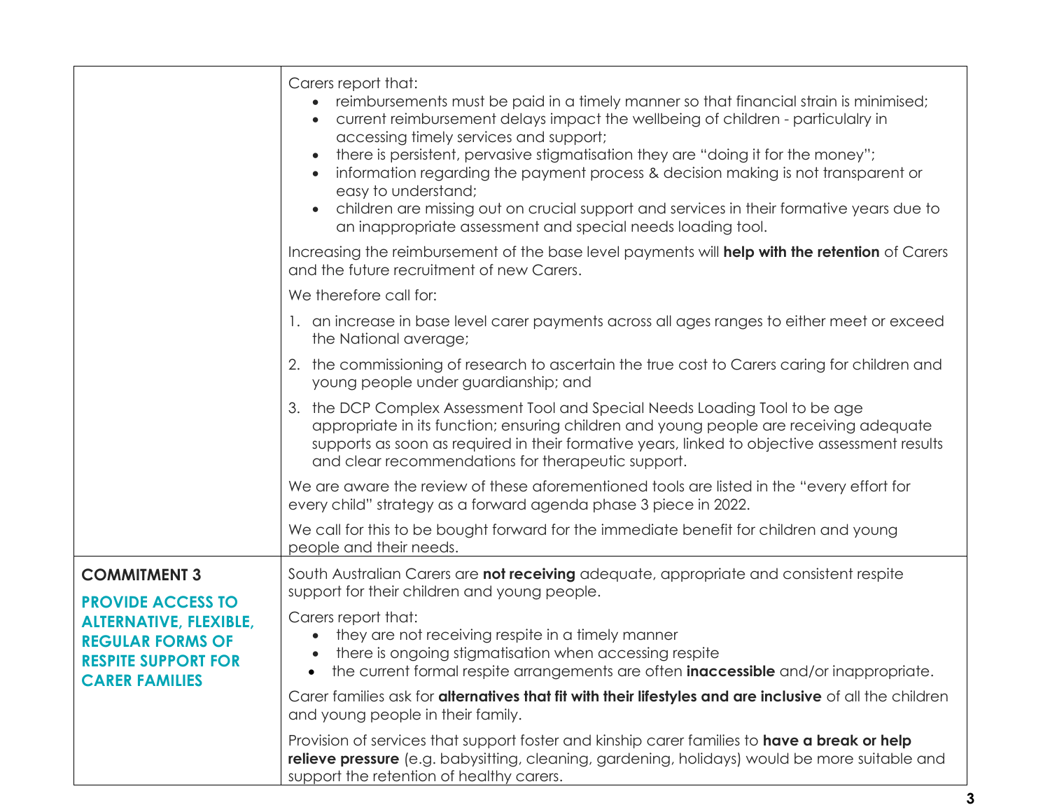| | |
|---|---|
| | Carers report that:<br>• reimbursements must be paid in a timely manner so that financial strain is minimised;<br>• current reimbursement delays impact the wellbeing of children - particulalry in accessing timely services and support;<br>• there is persistent, pervasive stigmatisation they are "doing it for the money";<br>• information regarding the payment process & decision making is not transparent or easy to understand;<br>• children are missing out on crucial support and services in their formative years due to an inappropriate assessment and special needs loading tool.<br><br>Increasing the reimbursement of the base level payments will **help with the retention** of Carers and the future recruitment of new Carers.<br><br>We therefore call for:<br><br>1. an increase in base level carer payments across all ages ranges to either meet or exceed the National average;<br>2. the commissioning of research to ascertain the true cost to Carers caring for children and young people under guardianship; and<br>3. the DCP Complex Assessment Tool and Special Needs Loading Tool to be age appropriate in its function; ensuring children and young people are receiving adequate supports as soon as required in their formative years, linked to objective assessment results and clear recommendations for therapeutic support.<br><br>We are aware the review of these aforementioned tools are listed in the "every effort for every child" strategy as a forward agenda phase 3 piece in 2022.<br><br>We call for this to be bought forward for the immediate benefit for children and young people and their needs. |
| **COMMITMENT 3**<br><br>**PROVIDE ACCESS TO ALTERNATIVE, FLEXIBLE, REGULAR FORMS OF RESPITE SUPPORT FOR CARER FAMILIES** | South Australian Carers are **not receiving** adequate, appropriate and consistent respite support for their children and young people.<br><br>Carers report that:<br>• they are not receiving respite in a timely manner<br>• there is ongoing stigmatisation when accessing respite<br>• the current formal respite arrangements are often **inaccessible** and/or inappropriate.<br><br>Carer families ask for **alternatives that fit with their lifestyles and are inclusive** of all the children and young people in their family.<br><br>Provision of services that support foster and kinship carer families to **have a break or help relieve pressure** (e.g. babysitting, cleaning, gardening, holidays) would be more suitable and support the retention of healthy carers. |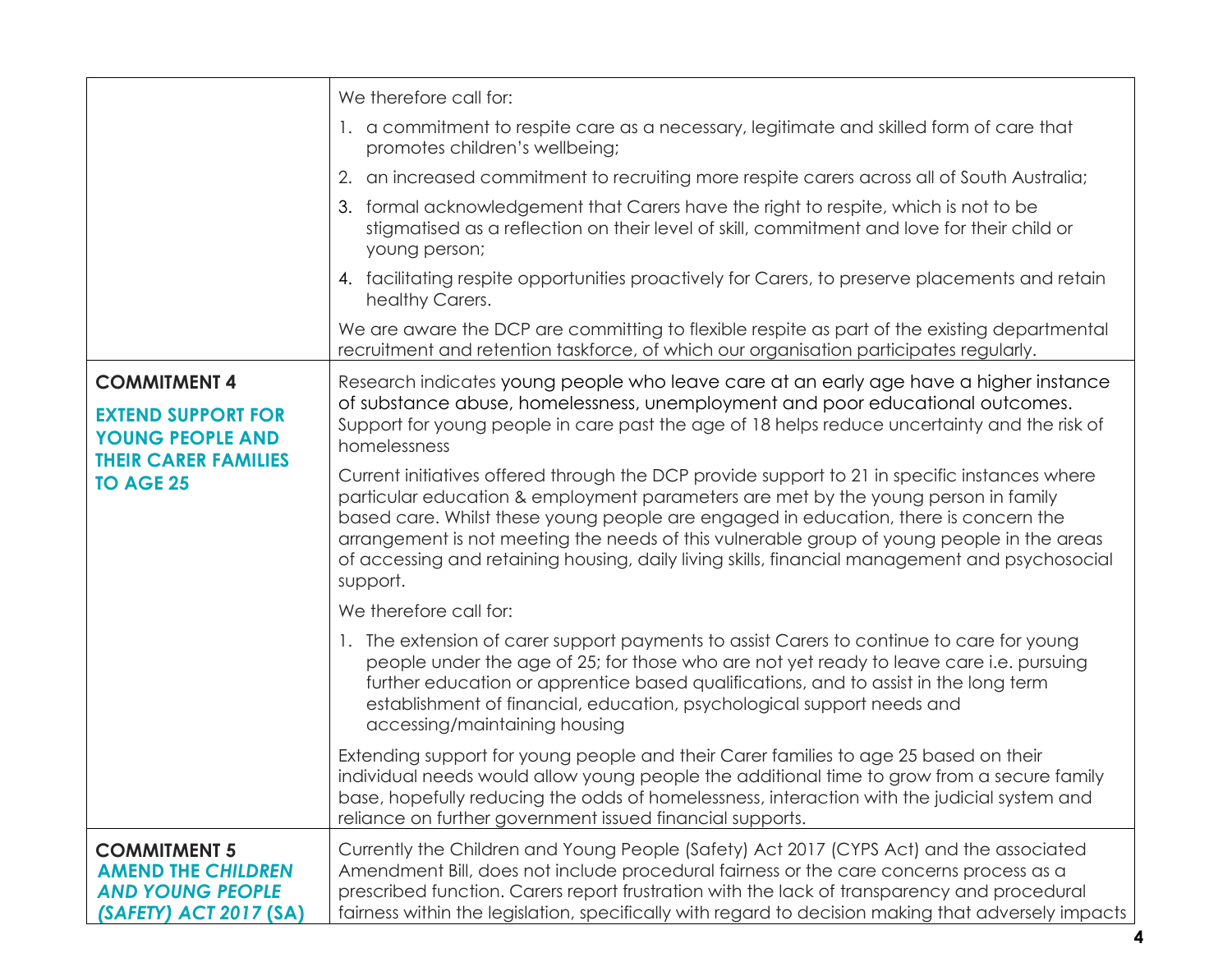| | |
|---|---|
| | We therefore call for:<br><br>1. a commitment to respite care as a necessary, legitimate and skilled form of care that promotes children's wellbeing;<br>2. an increased commitment to recruiting more respite carers across all of South Australia;<br>3. formal acknowledgement that Carers have the right to respite, which is not to be stigmatised as a reflection on their level of skill, commitment and love for their child or young person;<br>4. facilitating respite opportunities proactively for Carers, to preserve placements and retain healthy Carers.<br><br>We are aware the DCP are committing to flexible respite as part of the existing departmental recruitment and retention taskforce, of which our organisation participates regularly. |
| **COMMITMENT 4**<br><br>**EXTEND SUPPORT FOR YOUNG PEOPLE AND THEIR CARER FAMILIES TO AGE 25** | Research indicates young people who leave care at an early age have a higher instance of substance abuse, homelessness, unemployment and poor educational outcomes. Support for young people in care past the age of 18 helps reduce uncertainty and the risk of homelessness<br><br>Current initiatives offered through the DCP provide support to 21 in specific instances where particular education & employment parameters are met by the young person in family based care. Whilst these young people are engaged in education, there is concern the arrangement is not meeting the needs of this vulnerable group of young people in the areas of accessing and retaining housing, daily living skills, financial management and psychosocial support.<br><br>We therefore call for:<br><br>1. The extension of carer support payments to assist Carers to continue to care for young people under the age of 25; for those who are not yet ready to leave care i.e. pursuing further education or apprentice based qualifications, and to assist in the long term establishment of financial, education, psychological support needs and accessing/maintaining housing<br><br>Extending support for young people and their Carer families to age 25 based on their individual needs would allow young people the additional time to grow from a secure family base, hopefully reducing the odds of homelessness, interaction with the judicial system and reliance on further government issued financial supports. |
| **COMMITMENT 5**<br>**AMEND THE *CHILDREN AND YOUNG PEOPLE (SAFETY) ACT 2017* (SA)** | Currently the Children and Young People (Safety) Act 2017 (CYPS Act) and the associated Amendment Bill, does not include procedural fairness or the care concerns process as a prescribed function. Carers report frustration with the lack of transparency and procedural fairness within the legislation, specifically with regard to decision making that adversely impacts |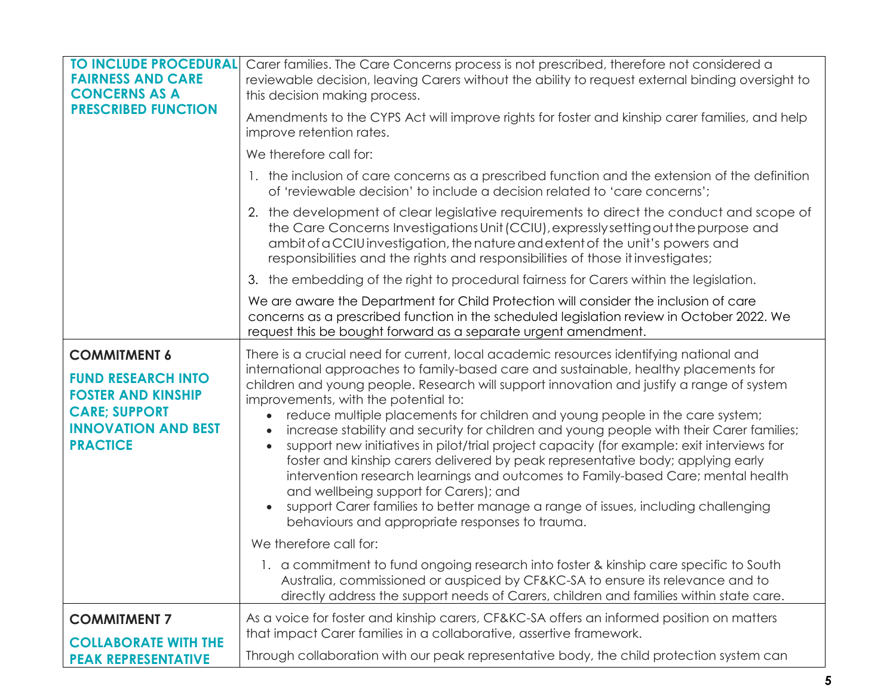| | |
|---|---|
| **TO INCLUDE PROCEDURAL FAIRNESS AND CARE CONCERNS AS A PRESCRIBED FUNCTION** | Carer families. The Care Concerns process is not prescribed, therefore not considered a reviewable decision, leaving Carers without the ability to request external binding oversight to this decision making process.<br><br>Amendments to the CYPS Act will improve rights for foster and kinship carer families, and help improve retention rates.<br><br>We therefore call for:<br><br>1. the inclusion of care concerns as a prescribed function and the extension of the definition of 'reviewable decision' to include a decision related to 'care concerns';<br>2. the development of clear legislative requirements to direct the conduct and scope of the Care Concerns Investigations Unit (CCIU), expressly setting out the purpose and ambit of a CCIU investigation, the nature and extent of the unit's powers and responsibilities and the rights and responsibilities of those it investigates;<br>3. the embedding of the right to procedural fairness for Carers within the legislation.<br><br>We are aware the Department for Child Protection will consider the inclusion of care concerns as a prescribed function in the scheduled legislation review in October 2022. We request this be bought forward as a separate urgent amendment. |
| **COMMITMENT 6**<br><br>**FUND RESEARCH INTO FOSTER AND KINSHIP CARE; SUPPORT INNOVATION AND BEST PRACTICE** | There is a crucial need for current, local academic resources identifying national and international approaches to family-based care and sustainable, healthy placements for children and young people. Research will support innovation and justify a range of system improvements, with the potential to:<br>• reduce multiple placements for children and young people in the care system;<br>• increase stability and security for children and young people with their Carer families;<br>• support new initiatives in pilot/trial project capacity (for example: exit interviews for foster and kinship carers delivered by peak representative body; applying early intervention research learnings and outcomes to Family-based Care; mental health and wellbeing support for Carers); and<br>• support Carer families to better manage a range of issues, including challenging behaviours and appropriate responses to trauma.<br><br>We therefore call for:<br><br>1. a commitment to fund ongoing research into foster & kinship care specific to South Australia, commissioned or auspiced by CF&KC-SA to ensure its relevance and to directly address the support needs of Carers, children and families within state care. |
| **COMMITMENT 7**<br><br>**COLLABORATE WITH THE PEAK REPRESENTATIVE** | As a voice for foster and kinship carers, CF&KC-SA offers an informed position on matters that impact Carer families in a collaborative, assertive framework.<br><br>Through collaboration with our peak representative body, the child protection system can |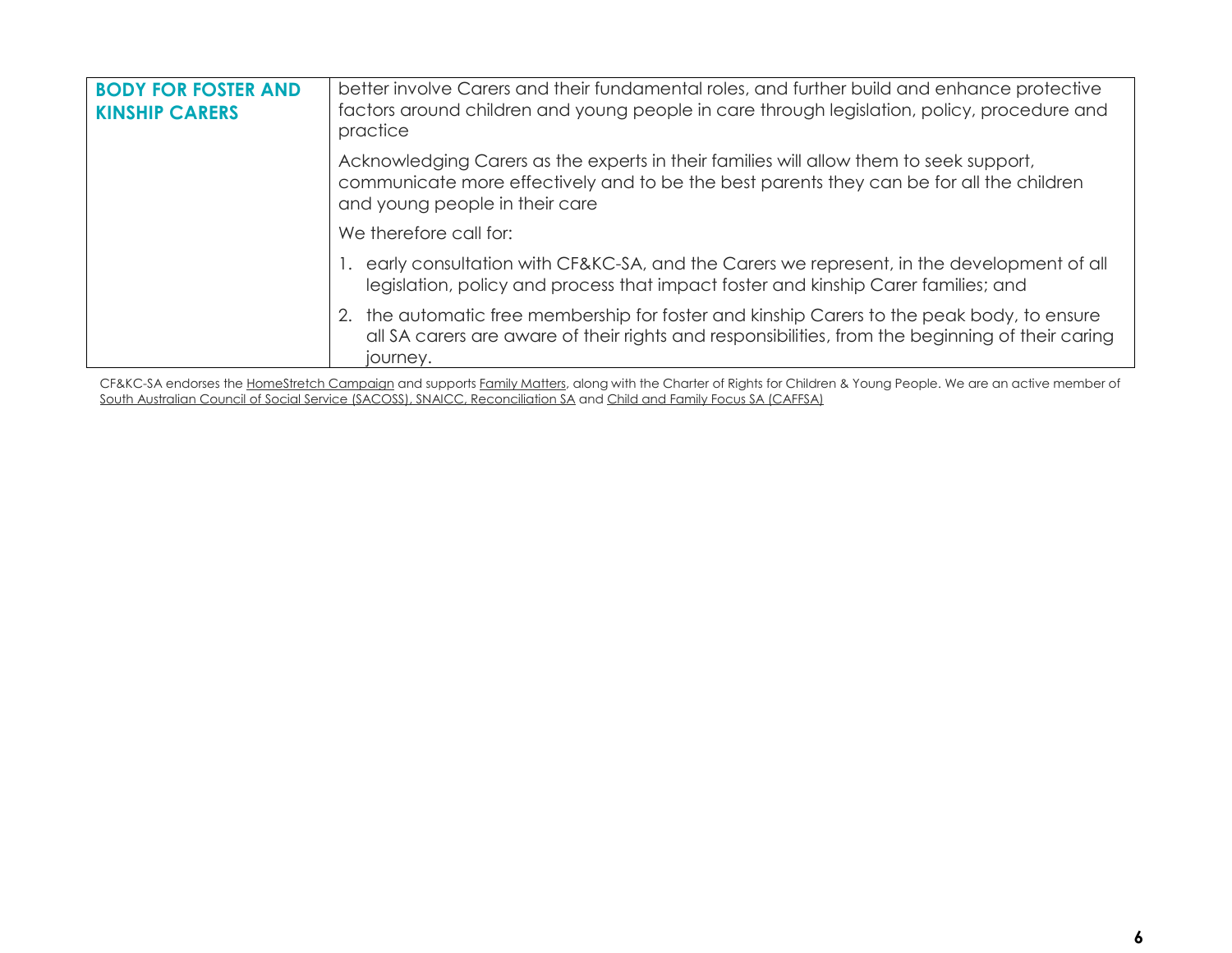| | |
|---|---|
| **BODY FOR FOSTER AND KINSHIP CARERS** | better involve Carers and their fundamental roles, and further build and enhance protective factors around children and young people in care through legislation, policy, procedure and practice<br><br>Acknowledging Carers as the experts in their families will allow them to seek support, communicate more effectively and to be the best parents they can be for all the children and young people in their care<br><br>We therefore call for:<br><br>1. early consultation with CF&KC-SA, and the Carers we represent, in the development of all legislation, policy and process that impact foster and kinship Carer families; and<br><br>2. the automatic free membership for foster and kinship Carers to the peak body, to ensure all SA carers are aware of their rights and responsibilities, from the beginning of their caring journey. |

CF&KC-SA endorses the HomeStretch Campaign and supports Family Matters, along with the Charter of Rights for Children & Young People. We are an active member of South Australian Council of Social Service (SACOSS), SNAICC, Reconciliation SA and Child and Family Focus SA (CAFFSA)